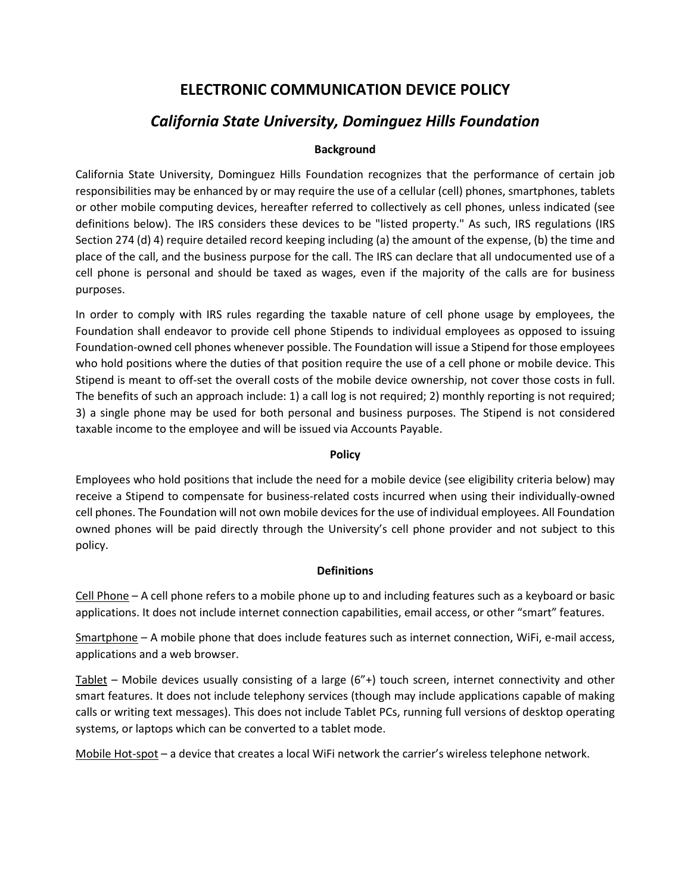# ELECTRONIC COMMUNICATION DEVICE POLICY

## *California State University, Dominguez Hills Foundation*

### Background

California State University, Dominguez Hills Foundation recognizes that the performance of certain job responsibilities may be enhanced by or may require the use of a cellular (cell) phones, smartphones, tablets or other mobile computing devices, hereafter referred to collectively as cell phones, unless indicated (see definitions below). The IRS considers these devices to be "listed property." As such, IRS regulations (IRS Section 274 (d) 4) require detailed record keeping including (a) the amount of the expense, (b) the time and place of the call, and the business purpose for the call. The IRS can declare that all undocumented use of a cell phone is personal and should be taxed as wages, even if the majority of the calls are for business purposes.

In order to comply with IRS rules regarding the taxable nature of cell phone usage by employees, the Foundation shall endeavor to provide cell phone Stipends to individual employees as opposed to issuing Foundation-owned cell phones whenever possible. The Foundation will issue a Stipend for those employees who hold positions where the duties of that position require the use of a cell phone or mobile device. This Stipend is meant to off-set the overall costs of the mobile device ownership, not cover those costs in full. The benefits of such an approach include: 1) a call log is not required; 2) monthly reporting is not required; 3) a single phone may be used for both personal and business purposes. The Stipend is not considered taxable income to the employee and will be issued via Accounts Payable.

### Policy

Employees who hold positions that include the need for a mobile device (see eligibility criteria below) may receive a Stipend to compensate for business-related costs incurred when using their individually-owned cell phones. The Foundation will not own mobile devices for the use of individual employees. All Foundation owned phones will be paid directly through the University's cell phone provider and not subject to this policy.

### Definitions

<u>Cell Phone</u> – A cell phone refers to a mobile phone up to and including features such as a keyboard or basic applications. It does not include internet connection capabilities, email access, or other "smart" features.

<u>Smartphone</u> – A mobile phone that does include features such as internet connection, WiFi, e-mail access, applications and a web browser.

<u>Tablet</u> – Mobile devices usually consisting of a large (6"+) touch screen, internet connectivity and other smart features. It does not include telephony services (though may include applications capable of making calls or writing text messages). This does not include Tablet PCs, running full versions of desktop operating systems, or laptops which can be converted to a tablet mode.

<u>Mobile Hot-spot</u> – a device that creates a local WiFi network the carrier's wireless telephone network.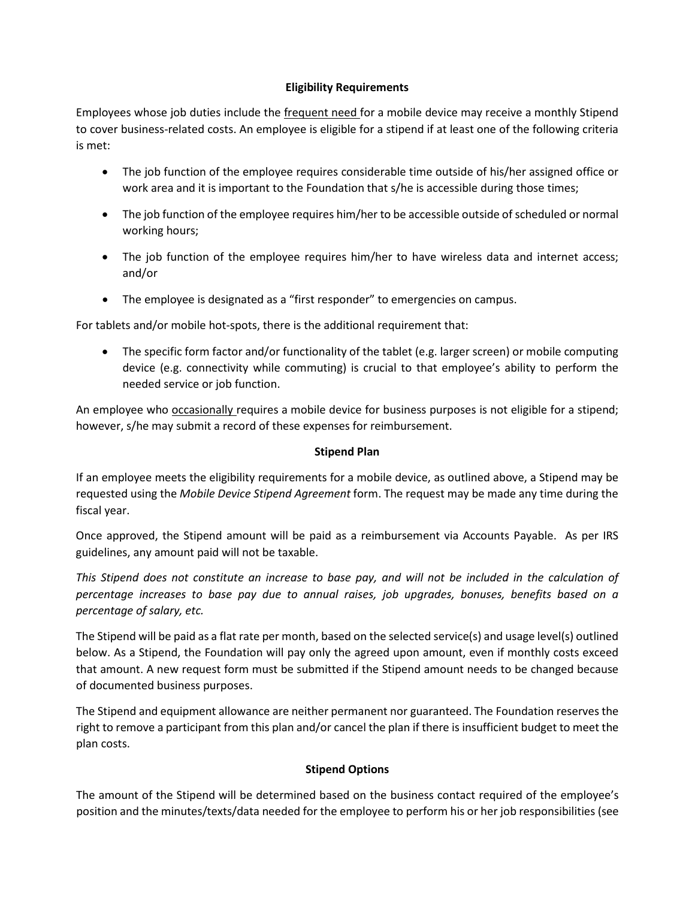**Eligibility Requirements**

Employees whose job duties include the <u>frequent need</u> for a mobile device may receive a monthly Stipend to cover business-related costs. An employee is eligible for a stipend if at least one of the following criteria is met:

- The job function of the employee requires considerable time outside of his/her assigned office or work area and it is important to the Foundation that s/he is accessible during those times;
- The job function of the employee requires him/her to be accessible outside of scheduled or normal working hours;
- The job function of the employee requires him/her to have wireless data and internet access; and/or
- The employee is designated as a "first responder" to emergencies on campus.

For tablets and/or mobile hot-spots, there is the additional requirement that:

- The specific form factor and/or functionality of the tablet (e.g. larger screen) or mobile computing device (e.g. connectivity while commuting) is crucial to that employee's ability to perform the needed service or job function.

An employee who <u>occasionally</u> requires a mobile device for business purposes is not eligible for a stipend; however, s/he may submit a record of these expenses for reimbursement.

**Stipend Plan**

If an employee meets the eligibility requirements for a mobile device, as outlined above, a Stipend may be requested using the *Mobile Device Stipend Agreement* form. The request may be made any time during the fiscal year.

Once approved, the Stipend amount will be paid as a reimbursement via Accounts Payable. As per IRS guidelines, any amount paid will not be taxable.

*This Stipend does not constitute an increase to base pay, and will not be included in the calculation of percentage increases to base pay due to annual raises, job upgrades, bonuses, benefits based on a percentage of salary, etc.*

The Stipend will be paid as a flat rate per month, based on the selected service(s) and usage level(s) outlined below. As a Stipend, the Foundation will pay only the agreed upon amount, even if monthly costs exceed that amount. A new request form must be submitted if the Stipend amount needs to be changed because of documented business purposes.

The Stipend and equipment allowance are neither permanent nor guaranteed. The Foundation reserves the right to remove a participant from this plan and/or cancel the plan if there is insufficient budget to meet the plan costs.

**Stipend Options**

The amount of the Stipend will be determined based on the business contact required of the employee's position and the minutes/texts/data needed for the employee to perform his or her job responsibilities (see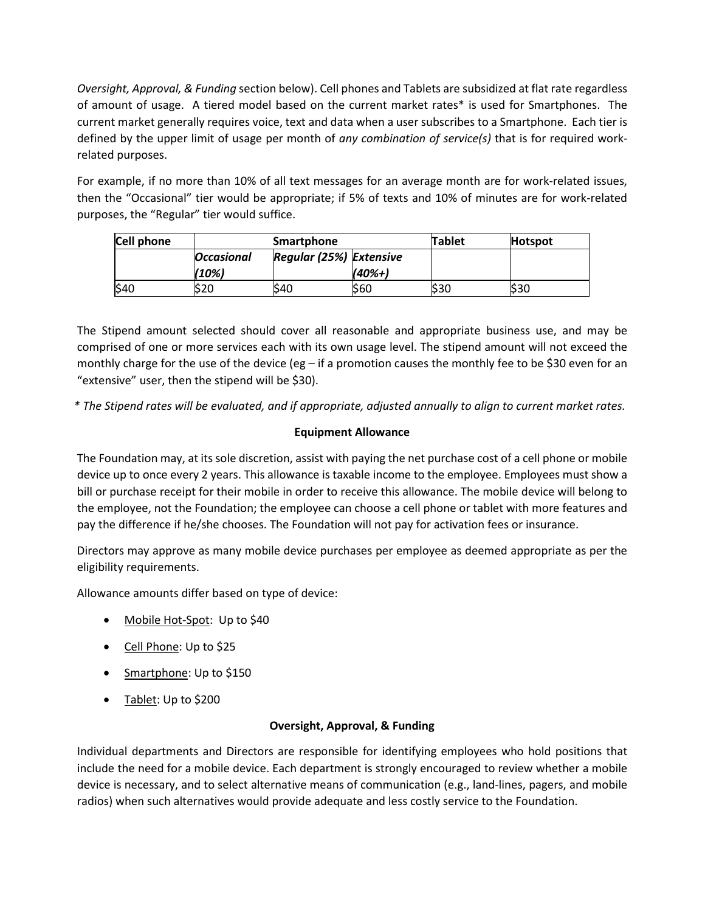*Oversight, Approval, & Funding* section below). Cell phones and Tablets are subsidized at flat rate regardless of amount of usage. A tiered model based on the current market rates* is used for Smartphones. The current market generally requires voice, text and data when a user subscribes to a Smartphone. Each tier is defined by the upper limit of usage per month of *any combination of service(s)* that is for required work-related purposes.

For example, if no more than 10% of all text messages for an average month are for work-related issues, then the "Occasional" tier would be appropriate; if 5% of texts and 10% of minutes are for work-related purposes, the "Regular" tier would suffice.

| **Cell phone** | **Smartphone** | | | **Tablet** | **Hotspot** |
|---|---|---|---|---|---|
| | ***Occasional (10%)*** | ***Regular (25%)*** | ***Extensive (40%+)*** | | |
| $40 | $20 | $40 | $60 | $30 | $30 |

The Stipend amount selected should cover all reasonable and appropriate business use, and may be comprised of one or more services each with its own usage level. The stipend amount will not exceed the monthly charge for the use of the device (eg – if a promotion causes the monthly fee to be $30 even for an "extensive" user, then the stipend will be $30).

*\* The Stipend rates will be evaluated, and if appropriate, adjusted annually to align to current market rates.*

### Equipment Allowance

The Foundation may, at its sole discretion, assist with paying the net purchase cost of a cell phone or mobile device up to once every 2 years. This allowance is taxable income to the employee. Employees must show a bill or purchase receipt for their mobile in order to receive this allowance. The mobile device will belong to the employee, not the Foundation; the employee can choose a cell phone or tablet with more features and pay the difference if he/she chooses. The Foundation will not pay for activation fees or insurance.

Directors may approve as many mobile device purchases per employee as deemed appropriate as per the eligibility requirements.

Allowance amounts differ based on type of device:

- Mobile Hot-Spot: Up to $40
- Cell Phone: Up to $25
- Smartphone: Up to $150
- Tablet: Up to $200

### Oversight, Approval, & Funding

Individual departments and Directors are responsible for identifying employees who hold positions that include the need for a mobile device. Each department is strongly encouraged to review whether a mobile device is necessary, and to select alternative means of communication (e.g., land-lines, pagers, and mobile radios) when such alternatives would provide adequate and less costly service to the Foundation.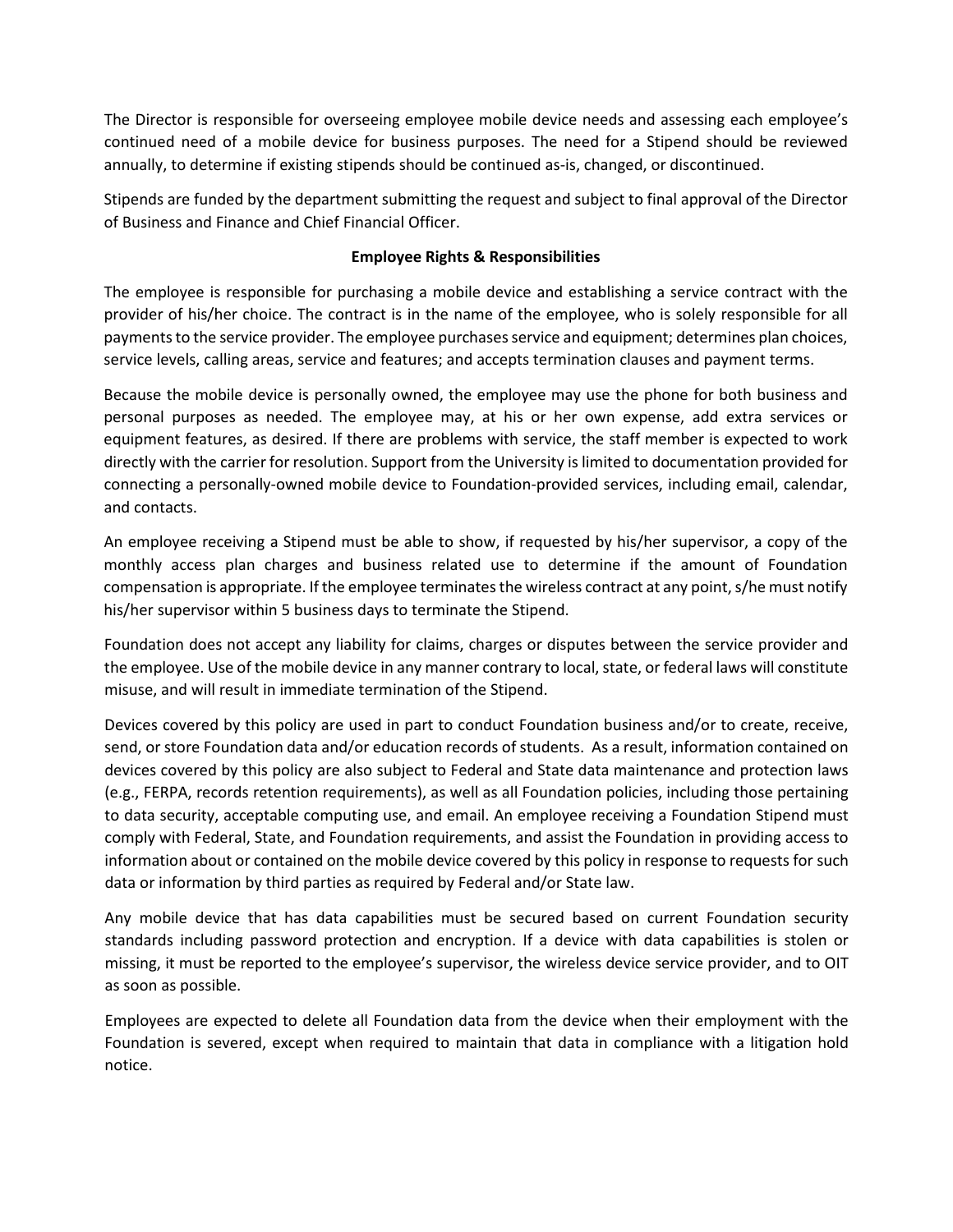The Director is responsible for overseeing employee mobile device needs and assessing each employee's continued need of a mobile device for business purposes. The need for a Stipend should be reviewed annually, to determine if existing stipends should be continued as-is, changed, or discontinued.

Stipends are funded by the department submitting the request and subject to final approval of the Director of Business and Finance and Chief Financial Officer.

**Employee Rights & Responsibilities**

The employee is responsible for purchasing a mobile device and establishing a service contract with the provider of his/her choice. The contract is in the name of the employee, who is solely responsible for all payments to the service provider. The employee purchases service and equipment; determines plan choices, service levels, calling areas, service and features; and accepts termination clauses and payment terms.

Because the mobile device is personally owned, the employee may use the phone for both business and personal purposes as needed. The employee may, at his or her own expense, add extra services or equipment features, as desired. If there are problems with service, the staff member is expected to work directly with the carrier for resolution. Support from the University is limited to documentation provided for connecting a personally-owned mobile device to Foundation-provided services, including email, calendar, and contacts.

An employee receiving a Stipend must be able to show, if requested by his/her supervisor, a copy of the monthly access plan charges and business related use to determine if the amount of Foundation compensation is appropriate. If the employee terminates the wireless contract at any point, s/he must notify his/her supervisor within 5 business days to terminate the Stipend.

Foundation does not accept any liability for claims, charges or disputes between the service provider and the employee. Use of the mobile device in any manner contrary to local, state, or federal laws will constitute misuse, and will result in immediate termination of the Stipend.

Devices covered by this policy are used in part to conduct Foundation business and/or to create, receive, send, or store Foundation data and/or education records of students. As a result, information contained on devices covered by this policy are also subject to Federal and State data maintenance and protection laws (e.g., FERPA, records retention requirements), as well as all Foundation policies, including those pertaining to data security, acceptable computing use, and email. An employee receiving a Foundation Stipend must comply with Federal, State, and Foundation requirements, and assist the Foundation in providing access to information about or contained on the mobile device covered by this policy in response to requests for such data or information by third parties as required by Federal and/or State law.

Any mobile device that has data capabilities must be secured based on current Foundation security standards including password protection and encryption. If a device with data capabilities is stolen or missing, it must be reported to the employee's supervisor, the wireless device service provider, and to OIT as soon as possible.

Employees are expected to delete all Foundation data from the device when their employment with the Foundation is severed, except when required to maintain that data in compliance with a litigation hold notice.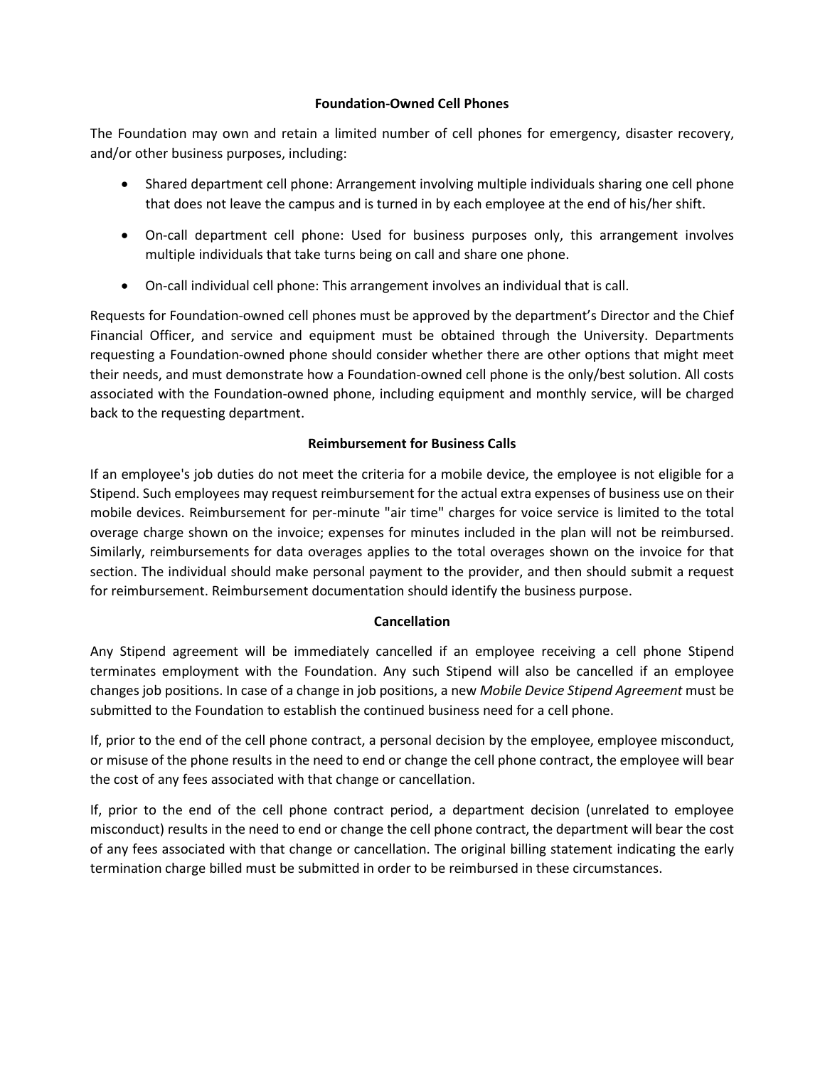## Foundation-Owned Cell Phones

The Foundation may own and retain a limited number of cell phones for emergency, disaster recovery, and/or other business purposes, including:

- Shared department cell phone: Arrangement involving multiple individuals sharing one cell phone that does not leave the campus and is turned in by each employee at the end of his/her shift.
- On-call department cell phone: Used for business purposes only, this arrangement involves multiple individuals that take turns being on call and share one phone.
- On-call individual cell phone: This arrangement involves an individual that is call.

Requests for Foundation-owned cell phones must be approved by the department's Director and the Chief Financial Officer, and service and equipment must be obtained through the University. Departments requesting a Foundation-owned phone should consider whether there are other options that might meet their needs, and must demonstrate how a Foundation-owned cell phone is the only/best solution. All costs associated with the Foundation-owned phone, including equipment and monthly service, will be charged back to the requesting department.

## Reimbursement for Business Calls

If an employee's job duties do not meet the criteria for a mobile device, the employee is not eligible for a Stipend. Such employees may request reimbursement for the actual extra expenses of business use on their mobile devices. Reimbursement for per-minute "air time" charges for voice service is limited to the total overage charge shown on the invoice; expenses for minutes included in the plan will not be reimbursed. Similarly, reimbursements for data overages applies to the total overages shown on the invoice for that section. The individual should make personal payment to the provider, and then should submit a request for reimbursement. Reimbursement documentation should identify the business purpose.

## Cancellation

Any Stipend agreement will be immediately cancelled if an employee receiving a cell phone Stipend terminates employment with the Foundation. Any such Stipend will also be cancelled if an employee changes job positions. In case of a change in job positions, a new *Mobile Device Stipend Agreement* must be submitted to the Foundation to establish the continued business need for a cell phone.

If, prior to the end of the cell phone contract, a personal decision by the employee, employee misconduct, or misuse of the phone results in the need to end or change the cell phone contract, the employee will bear the cost of any fees associated with that change or cancellation.

If, prior to the end of the cell phone contract period, a department decision (unrelated to employee misconduct) results in the need to end or change the cell phone contract, the department will bear the cost of any fees associated with that change or cancellation. The original billing statement indicating the early termination charge billed must be submitted in order to be reimbursed in these circumstances.